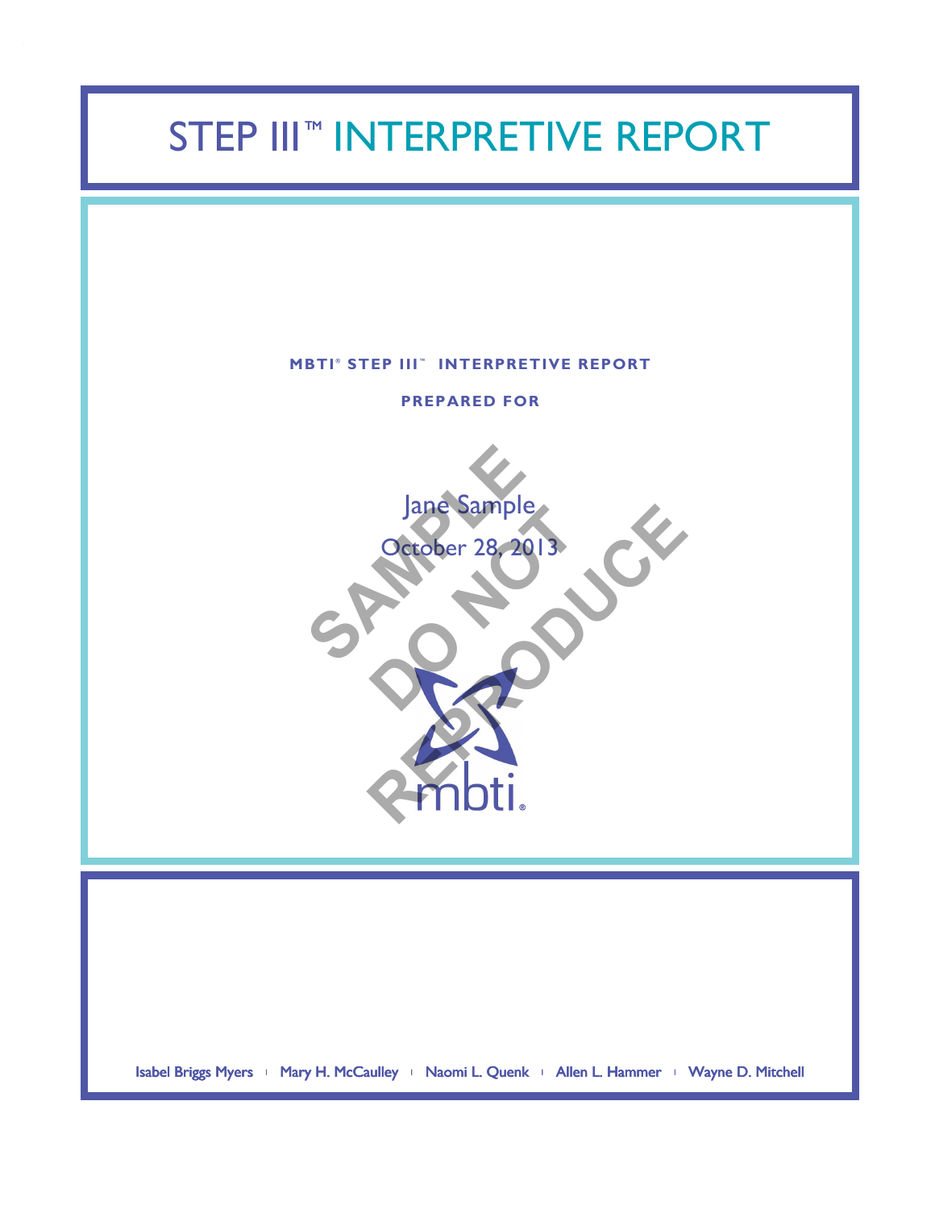# STEP III™ INTERPRETIVE REPORT

**MBTI® STEP III™ INTERPRETIVE REPORT**

**PREPARED FOR**

Jane Sample

October 28, 2013

SAMPLE DO NOT REPRODUCE

mbti®

Isabel Briggs Myers | Mary H. McCaulley | Naomi L. Quenk | Allen L. Hammer | Wayne D. Mitchell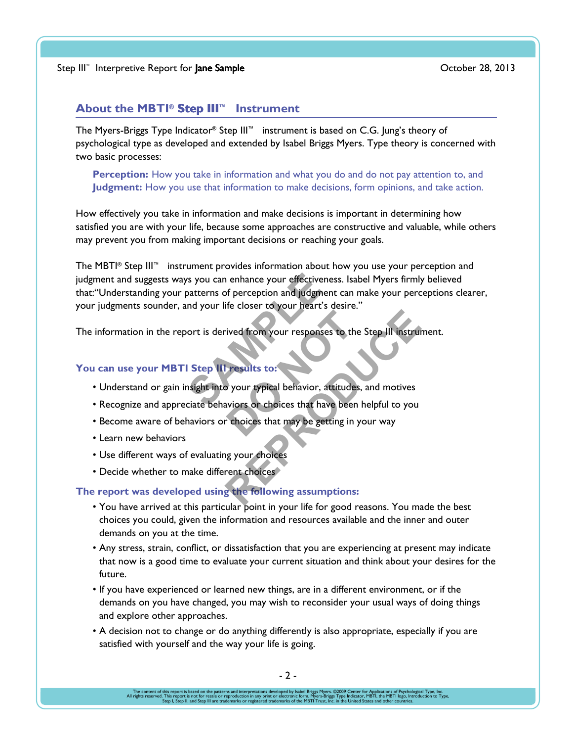## About the MBTI® Step III™ Instrument

The Myers-Briggs Type Indicator® Step III™ instrument is based on C.G. Jung's theory of psychological type as developed and extended by Isabel Briggs Myers. Type theory is concerned with two basic processes:

> **Perception:** How you take in information and what you do and do not pay attention to, and
> **Judgment:** How you use that information to make decisions, form opinions, and take action.

How effectively you take in information and make decisions is important in determining how satisfied you are with your life, because some approaches are constructive and valuable, while others may prevent you from making important decisions or reaching your goals.

The MBTI® Step III™ instrument provides information about how you use your perception and judgment and suggests ways you can enhance your effectiveness. Isabel Myers firmly believed that:"Understanding your patterns of perception and judgment can make your perceptions clearer, your judgments sounder, and your life closer to your heart's desire."

The information in the report is derived from your responses to the Step III instrument.

### You can use your MBTI Step III results to:

- Understand or gain insight into your typical behavior, attitudes, and motives
- Recognize and appreciate behaviors or choices that have been helpful to you
- Become aware of behaviors or choices that may be getting in your way
- Learn new behaviors
- Use different ways of evaluating your choices
- Decide whether to make different choices

### The report was developed using the following assumptions:

- You have arrived at this particular point in your life for good reasons. You made the best choices you could, given the information and resources available and the inner and outer demands on you at the time.
- Any stress, strain, conflict, or dissatisfaction that you are experiencing at present may indicate that now is a good time to evaluate your current situation and think about your desires for the future.
- If you have experienced or learned new things, are in a different environment, or if the demands on you have changed, you may wish to reconsider your usual ways of doing things and explore other approaches.
- A decision not to change or do anything differently is also appropriate, especially if you are satisfied with yourself and the way your life is going.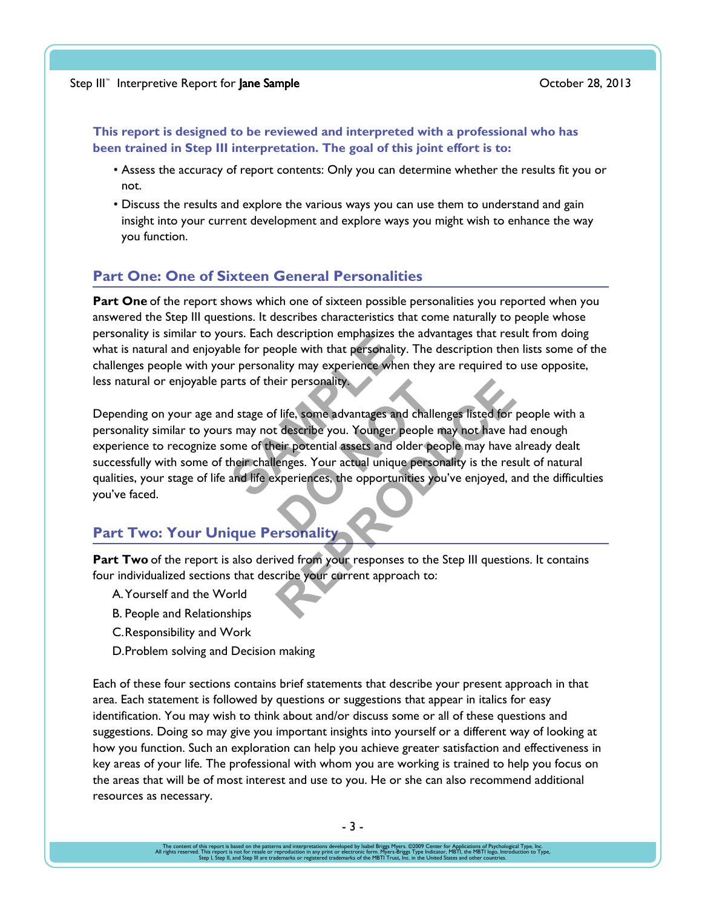**This report is designed to be reviewed and interpreted with a professional who has been trained in Step III interpretation. The goal of this joint effort is to:**

- Assess the accuracy of report contents: Only you can determine whether the results fit you or not.
- Discuss the results and explore the various ways you can use them to understand and gain insight into your current development and explore ways you might wish to enhance the way you function.

## Part One: One of Sixteen General Personalities

**Part One** of the report shows which one of sixteen possible personalities you reported when you answered the Step III questions. It describes characteristics that come naturally to people whose personality is similar to yours. Each description emphasizes the advantages that result from doing what is natural and enjoyable for people with that personality. The description then lists some of the challenges people with your personality may experience when they are required to use opposite, less natural or enjoyable parts of their personality.

Depending on your age and stage of life, some advantages and challenges listed for people with a personality similar to yours may not describe you. Younger people may not have had enough experience to recognize some of their potential assets and older people may have already dealt successfully with some of their challenges. Your actual unique personality is the result of natural qualities, your stage of life and life experiences, the opportunities you've enjoyed, and the difficulties you've faced.

## Part Two: Your Unique Personality

**Part Two** of the report is also derived from your responses to the Step III questions. It contains four individualized sections that describe your current approach to:

A. Yourself and the World

B. People and Relationships

C. Responsibility and Work

D. Problem solving and Decision making

Each of these four sections contains brief statements that describe your present approach in that area. Each statement is followed by questions or suggestions that appear in italics for easy identification. You may wish to think about and/or discuss some or all of these questions and suggestions. Doing so may give you important insights into yourself or a different way of looking at how you function. Such an exploration can help you achieve greater satisfaction and effectiveness in key areas of your life. The professional with whom you are working is trained to help you focus on the areas that will be of most interest and use to you. He or she can also recommend additional resources as necessary.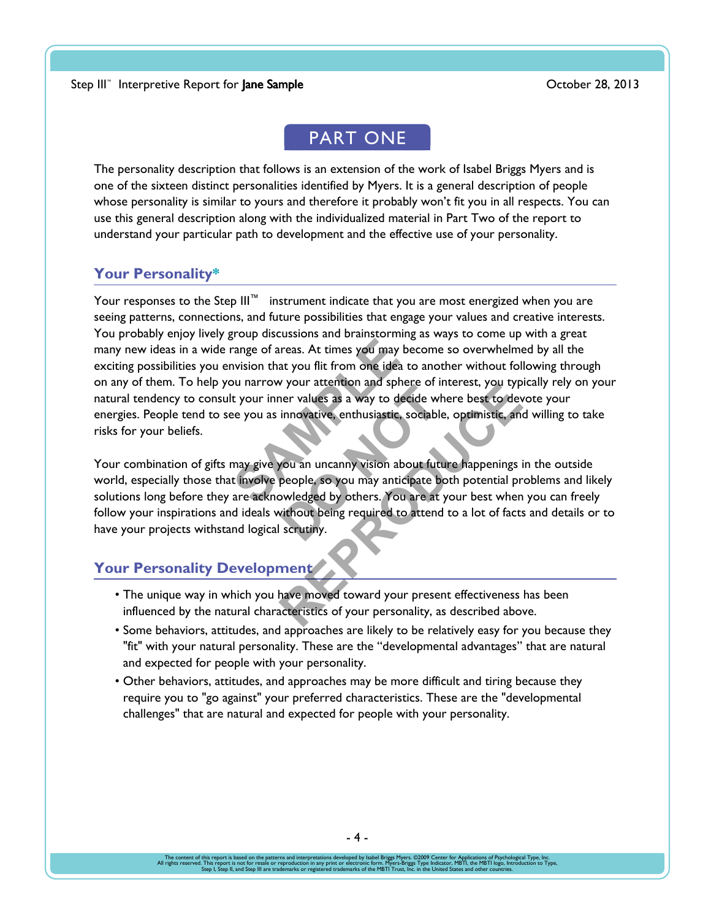# PART ONE

The personality description that follows is an extension of the work of Isabel Briggs Myers and is one of the sixteen distinct personalities identified by Myers. It is a general description of people whose personality is similar to yours and therefore it probably won't fit you in all respects. You can use this general description along with the individualized material in Part Two of the report to understand your particular path to development and the effective use of your personality.

## Your Personality*

Your responses to the Step III™ instrument indicate that you are most energized when you are seeing patterns, connections, and future possibilities that engage your values and creative interests. You probably enjoy lively group discussions and brainstorming as ways to come up with a great many new ideas in a wide range of areas. At times you may become so overwhelmed by all the exciting possibilities you envision that you flit from one idea to another without following through on any of them. To help you narrow your attention and sphere of interest, you typically rely on your natural tendency to consult your inner values as a way to decide where best to devote your energies. People tend to see you as innovative, enthusiastic, sociable, optimistic, and willing to take risks for your beliefs.

Your combination of gifts may give you an uncanny vision about future happenings in the outside world, especially those that involve people, so you may anticipate both potential problems and likely solutions long before they are acknowledged by others. You are at your best when you can freely follow your inspirations and ideals without being required to attend to a lot of facts and details or to have your projects withstand logical scrutiny.

## Your Personality Development

- The unique way in which you have moved toward your present effectiveness has been influenced by the natural characteristics of your personality, as described above.
- Some behaviors, attitudes, and approaches are likely to be relatively easy for you because they "fit" with your natural personality. These are the "developmental advantages" that are natural and expected for people with your personality.
- Other behaviors, attitudes, and approaches may be more difficult and tiring because they require you to "go against" your preferred characteristics. These are the "developmental challenges" that are natural and expected for people with your personality.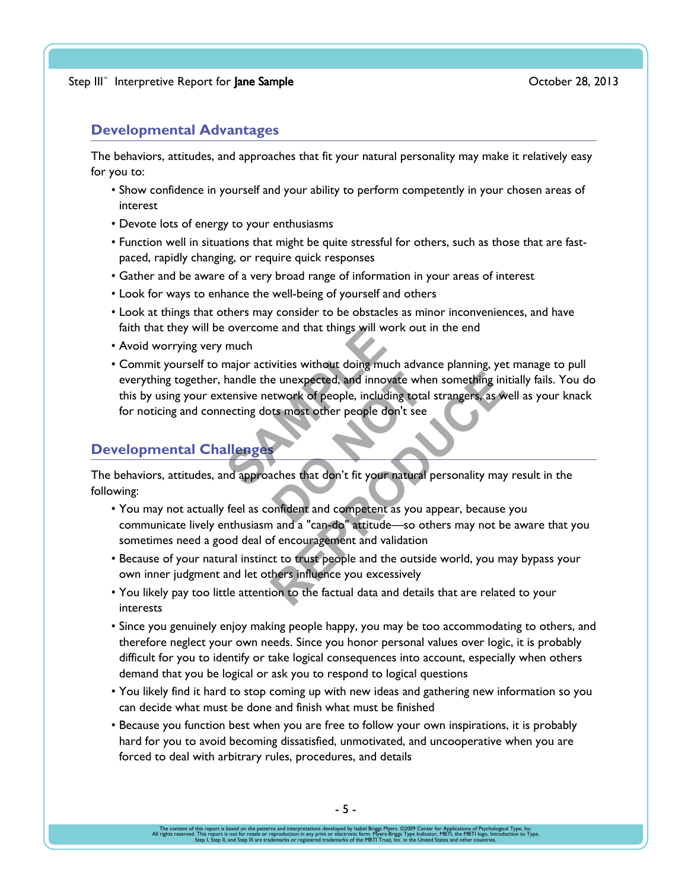## Developmental Advantages

The behaviors, attitudes, and approaches that fit your natural personality may make it relatively easy for you to:

- Show confidence in yourself and your ability to perform competently in your chosen areas of interest
- Devote lots of energy to your enthusiasms
- Function well in situations that might be quite stressful for others, such as those that are fast-paced, rapidly changing, or require quick responses
- Gather and be aware of a very broad range of information in your areas of interest
- Look for ways to enhance the well-being of yourself and others
- Look at things that others may consider to be obstacles as minor inconveniences, and have faith that they will be overcome and that things will work out in the end
- Avoid worrying very much
- Commit yourself to major activities without doing much advance planning, yet manage to pull everything together, handle the unexpected, and innovate when something initially fails. You do this by using your extensive network of people, including total strangers, as well as your knack for noticing and connecting dots most other people don't see

## Developmental Challenges

The behaviors, attitudes, and approaches that don't fit your natural personality may result in the following:

- You may not actually feel as confident and competent as you appear, because you communicate lively enthusiasm and a "can-do" attitude—so others may not be aware that you sometimes need a good deal of encouragement and validation
- Because of your natural instinct to trust people and the outside world, you may bypass your own inner judgment and let others influence you excessively
- You likely pay too little attention to the factual data and details that are related to your interests
- Since you genuinely enjoy making people happy, you may be too accommodating to others, and therefore neglect your own needs. Since you honor personal values over logic, it is probably difficult for you to identify or take logical consequences into account, especially when others demand that you be logical or ask you to respond to logical questions
- You likely find it hard to stop coming up with new ideas and gathering new information so you can decide what must be done and finish what must be finished
- Because you function best when you are free to follow your own inspirations, it is probably hard for you to avoid becoming dissatisfied, unmotivated, and uncooperative when you are forced to deal with arbitrary rules, procedures, and details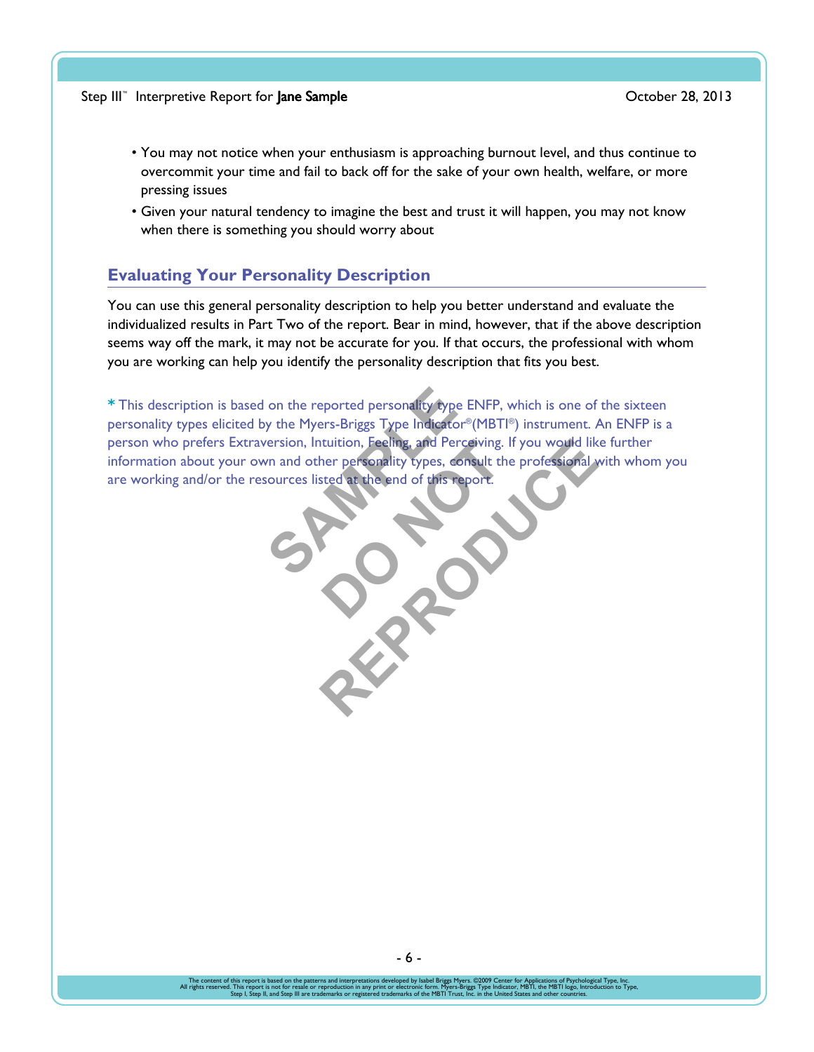- You may not notice when your enthusiasm is approaching burnout level, and thus continue to overcommit your time and fail to back off for the sake of your own health, welfare, or more pressing issues
- Given your natural tendency to imagine the best and trust it will happen, you may not know when there is something you should worry about

## Evaluating Your Personality Description

You can use this general personality description to help you better understand and evaluate the individualized results in Part Two of the report. Bear in mind, however, that if the above description seems way off the mark, it may not be accurate for you. If that occurs, the professional with whom you are working can help you identify the personality description that fits you best.

\* This description is based on the reported personality type ENFP, which is one of the sixteen personality types elicited by the Myers-Briggs Type Indicator®(MBTI®) instrument. An ENFP is a person who prefers Extraversion, Intuition, Feeling, and Perceiving. If you would like further information about your own and other personality types, consult the professional with whom you are working and/or the resources listed at the end of this report.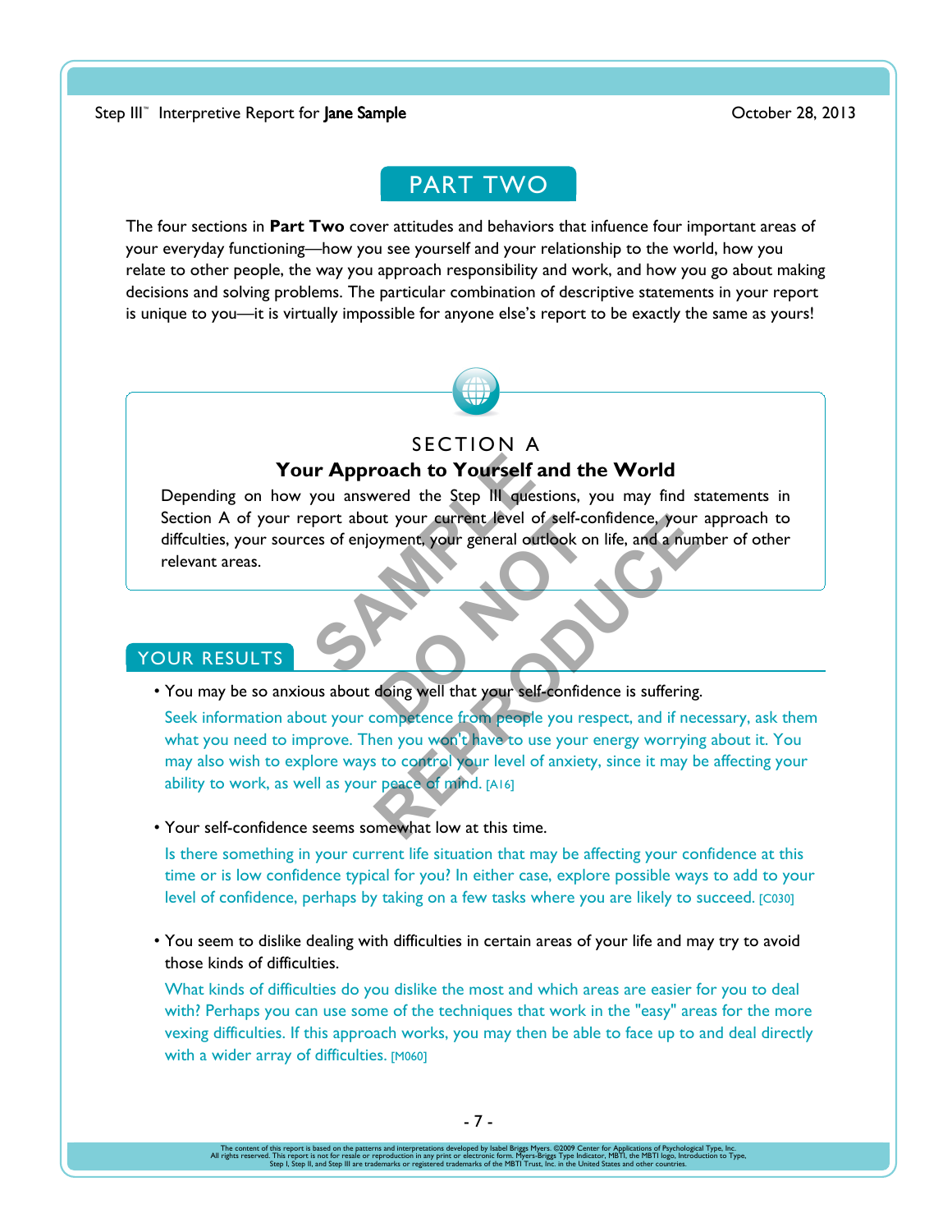# PART TWO

The four sections in **Part Two** cover attitudes and behaviors that infuence four important areas of your everyday functioning—how you see yourself and your relationship to the world, how you relate to other people, the way you approach responsibility and work, and how you go about making decisions and solving problems. The particular combination of descriptive statements in your report is unique to you—it is virtually impossible for anyone else's report to be exactly the same as yours!

## SECTION A
### Your Approach to Yourself and the World

Depending on how you answered the Step III questions, you may find statements in Section A of your report about your current level of self-confidence, your approach to diffculties, your sources of enjoyment, your general outlook on life, and a number of other relevant areas.

## YOUR RESULTS

- You may be so anxious about doing well that your self-confidence is suffering.

  Seek information about your competence from people you respect, and if necessary, ask them what you need to improve. Then you won't have to use your energy worrying about it. You may also wish to explore ways to control your level of anxiety, since it may be affecting your ability to work, as well as your peace of mind. [A16]

- Your self-confidence seems somewhat low at this time.

  Is there something in your current life situation that may be affecting your confidence at this time or is low confidence typical for you? In either case, explore possible ways to add to your level of confidence, perhaps by taking on a few tasks where you are likely to succeed. [C030]

- You seem to dislike dealing with difficulties in certain areas of your life and may try to avoid those kinds of difficulties.

  What kinds of difficulties do you dislike the most and which areas are easier for you to deal with? Perhaps you can use some of the techniques that work in the "easy" areas for the more vexing difficulties. If this approach works, you may then be able to face up to and deal directly with a wider array of difficulties. [M060]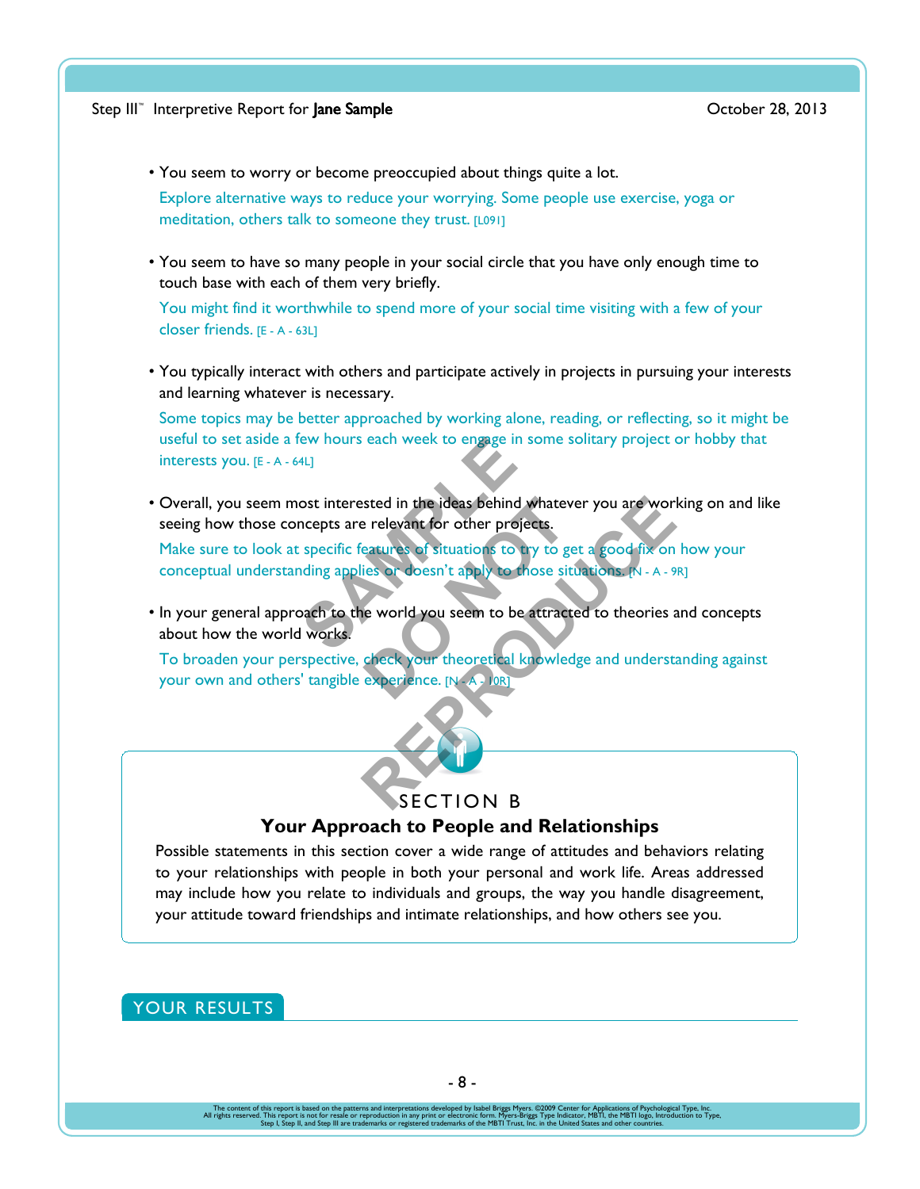- You seem to worry or become preoccupied about things quite a lot.

  Explore alternative ways to reduce your worrying. Some people use exercise, yoga or meditation, others talk to someone they trust. [L091]

- You seem to have so many people in your social circle that you have only enough time to touch base with each of them very briefly.

  You might find it worthwhile to spend more of your social time visiting with a few of your closer friends. [E - A - 63L]

- You typically interact with others and participate actively in projects in pursuing your interests and learning whatever is necessary.

  Some topics may be better approached by working alone, reading, or reflecting, so it might be useful to set aside a few hours each week to engage in some solitary project or hobby that interests you. [E - A - 64L]

- Overall, you seem most interested in the ideas behind whatever you are working on and like seeing how those concepts are relevant for other projects.

  Make sure to look at specific features of situations to try to get a good fix on how your conceptual understanding applies or doesn't apply to those situations. [N - A - 9R]

- In your general approach to the world you seem to be attracted to theories and concepts about how the world works.

  To broaden your perspective, check your theoretical knowledge and understanding against your own and others' tangible experience. [N - A - 10R]

SECTION B

## Your Approach to People and Relationships

Possible statements in this section cover a wide range of attitudes and behaviors relating to your relationships with people in both your personal and work life. Areas addressed may include how you relate to individuals and groups, the way you handle disagreement, your attitude toward friendships and intimate relationships, and how others see you.

## YOUR RESULTS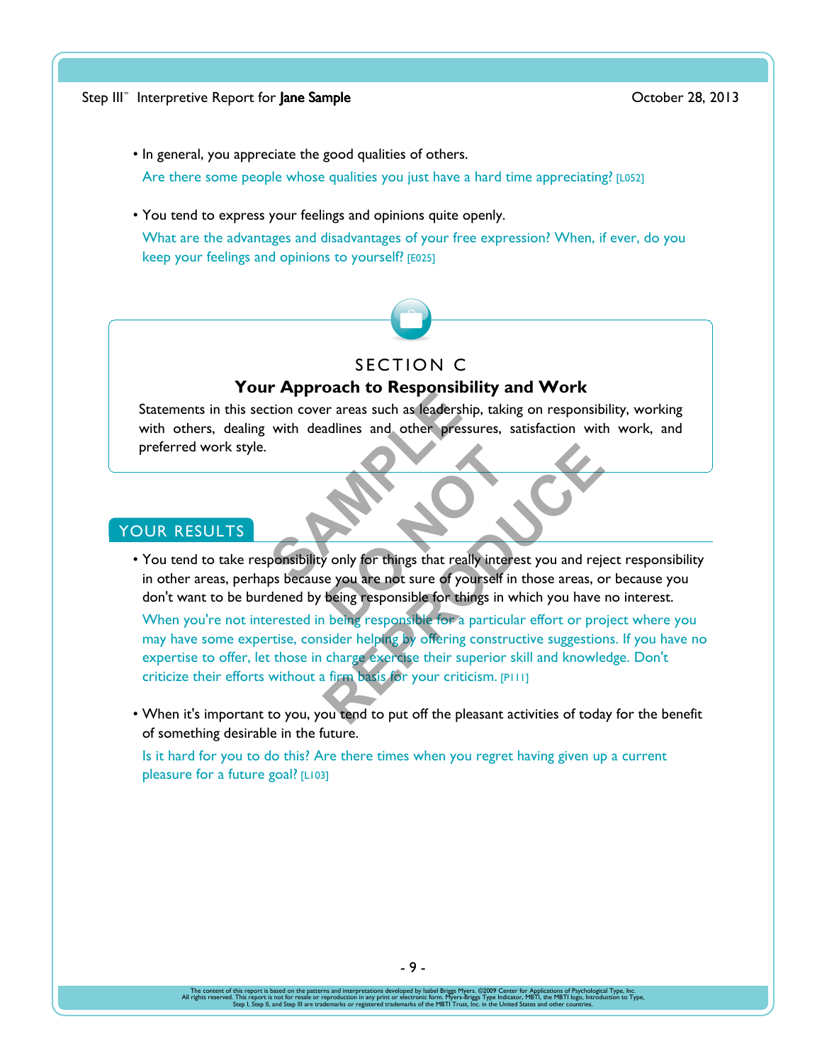- In general, you appreciate the good qualities of others.

  Are there some people whose qualities you just have a hard time appreciating? [L052]

- You tend to express your feelings and opinions quite openly.

  What are the advantages and disadvantages of your free expression? When, if ever, do you keep your feelings and opinions to yourself? [E025]

## SECTION C
## Your Approach to Responsibility and Work

Statements in this section cover areas such as leadership, taking on responsibility, working with others, dealing with deadlines and other pressures, satisfaction with work, and preferred work style.

### YOUR RESULTS

- You tend to take responsibility only for things that really interest you and reject responsibility in other areas, perhaps because you are not sure of yourself in those areas, or because you don't want to be burdened by being responsible for things in which you have no interest.

  When you're not interested in being responsible for a particular effort or project where you may have some expertise, consider helping by offering constructive suggestions. If you have no expertise to offer, let those in charge exercise their superior skill and knowledge. Don't criticize their efforts without a firm basis for your criticism. [P111]

- When it's important to you, you tend to put off the pleasant activities of today for the benefit of something desirable in the future.

  Is it hard for you to do this? Are there times when you regret having given up a current pleasure for a future goal? [L103]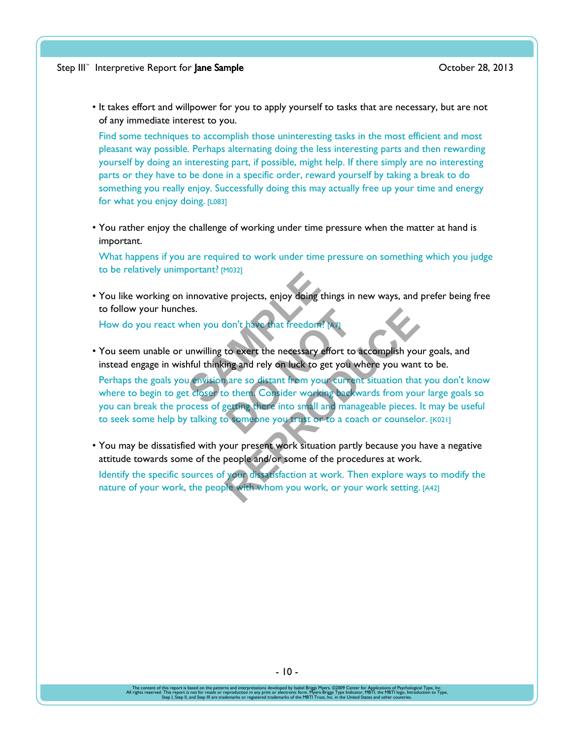- It takes effort and willpower for you to apply yourself to tasks that are necessary, but are not of any immediate interest to you.

  Find some techniques to accomplish those uninteresting tasks in the most efficient and most pleasant way possible. Perhaps alternating doing the less interesting parts and then rewarding yourself by doing an interesting part, if possible, might help. If there simply are no interesting parts or they have to be done in a specific order, reward yourself by taking a break to do something you really enjoy. Successfully doing this may actually free up your time and energy for what you enjoy doing. [L083]

- You rather enjoy the challenge of working under time pressure when the matter at hand is important.

  What happens if you are required to work under time pressure on something which you judge to be relatively unimportant? [M032]

- You like working on innovative projects, enjoy doing things in new ways, and prefer being free to follow your hunches.

  How do you react when you don't have that freedom? [A7]

- You seem unable or unwilling to exert the necessary effort to accomplish your goals, and instead engage in wishful thinking and rely on luck to get you where you want to be.

  Perhaps the goals you envision are so distant from your current situation that you don't know where to begin to get closer to them. Consider working backwards from your large goals so you can break the process of getting there into small and manageable pieces. It may be useful to seek some help by talking to someone you trust or to a coach or counselor. [K021]

- You may be dissatisfied with your present work situation partly because you have a negative attitude towards some of the people and/or some of the procedures at work.

  Identify the specific sources of your dissatisfaction at work. Then explore ways to modify the nature of your work, the people with whom you work, or your work setting. [A42]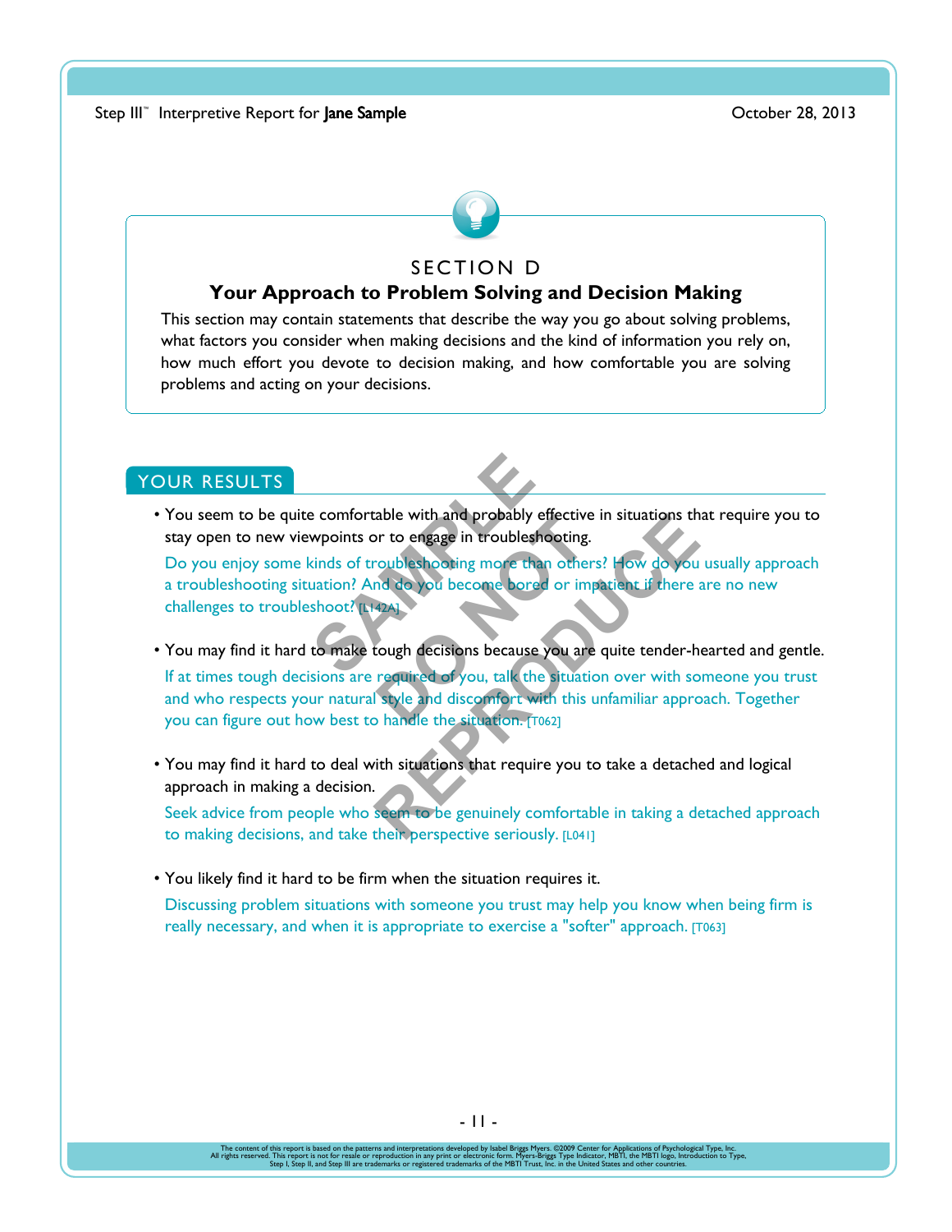## SECTION D

## Your Approach to Problem Solving and Decision Making

This section may contain statements that describe the way you go about solving problems, what factors you consider when making decisions and the kind of information you rely on, how much effort you devote to decision making, and how comfortable you are solving problems and acting on your decisions.

### YOUR RESULTS

- You seem to be quite comfortable with and probably effective in situations that require you to stay open to new viewpoints or to engage in troubleshooting.

  Do you enjoy some kinds of troubleshooting more than others? How do you usually approach a troubleshooting situation? And do you become bored or impatient if there are no new challenges to troubleshoot? [L142A]

- You may find it hard to make tough decisions because you are quite tender-hearted and gentle.

  If at times tough decisions are required of you, talk the situation over with someone you trust and who respects your natural style and discomfort with this unfamiliar approach. Together you can figure out how best to handle the situation. [T062]

- You may find it hard to deal with situations that require you to take a detached and logical approach in making a decision.

  Seek advice from people who seem to be genuinely comfortable in taking a detached approach to making decisions, and take their perspective seriously. [L041]

- You likely find it hard to be firm when the situation requires it.

  Discussing problem situations with someone you trust may help you know when being firm is really necessary, and when it is appropriate to exercise a "softer" approach. [T063]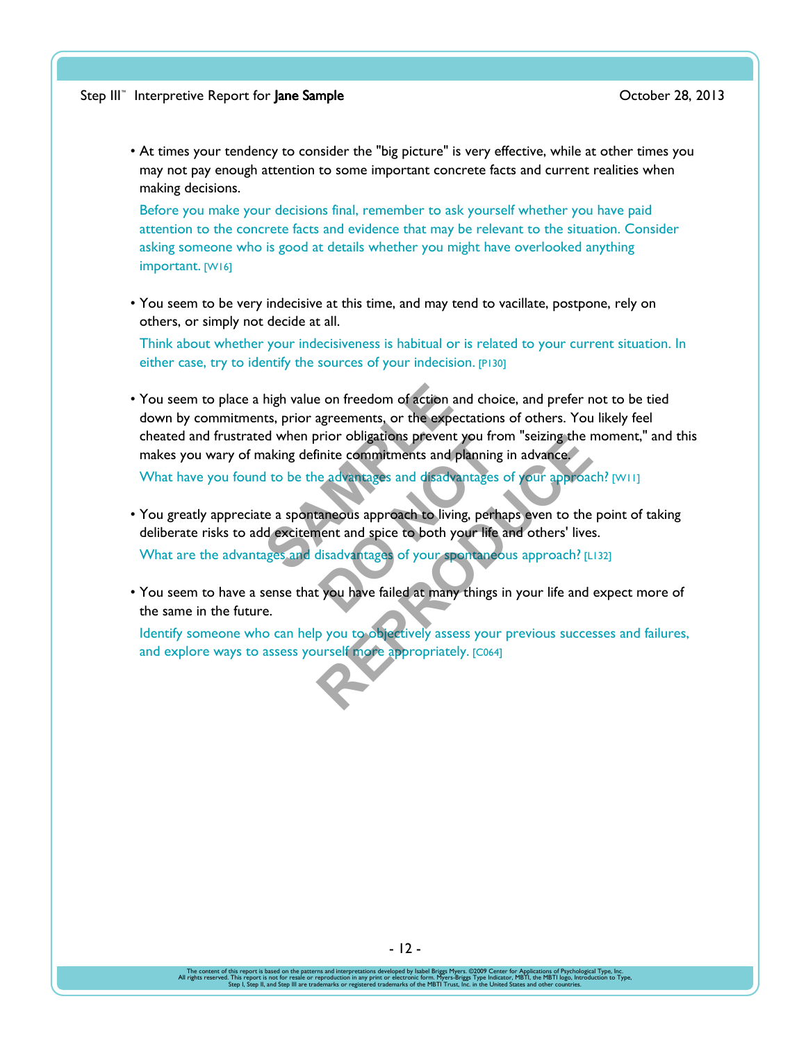- At times your tendency to consider the "big picture" is very effective, while at other times you may not pay enough attention to some important concrete facts and current realities when making decisions.

  Before you make your decisions final, remember to ask yourself whether you have paid attention to the concrete facts and evidence that may be relevant to the situation. Consider asking someone who is good at details whether you might have overlooked anything important. [W16]

- You seem to be very indecisive at this time, and may tend to vacillate, postpone, rely on others, or simply not decide at all.

  Think about whether your indecisiveness is habitual or is related to your current situation. In either case, try to identify the sources of your indecision. [P130]

- You seem to place a high value on freedom of action and choice, and prefer not to be tied down by commitments, prior agreements, or the expectations of others. You likely feel cheated and frustrated when prior obligations prevent you from "seizing the moment," and this makes you wary of making definite commitments and planning in advance.

  What have you found to be the advantages and disadvantages of your approach? [W11]

- You greatly appreciate a spontaneous approach to living, perhaps even to the point of taking deliberate risks to add excitement and spice to both your life and others' lives.

  What are the advantages and disadvantages of your spontaneous approach? [L132]

- You seem to have a sense that you have failed at many things in your life and expect more of the same in the future.

  Identify someone who can help you to objectively assess your previous successes and failures, and explore ways to assess yourself more appropriately. [C064]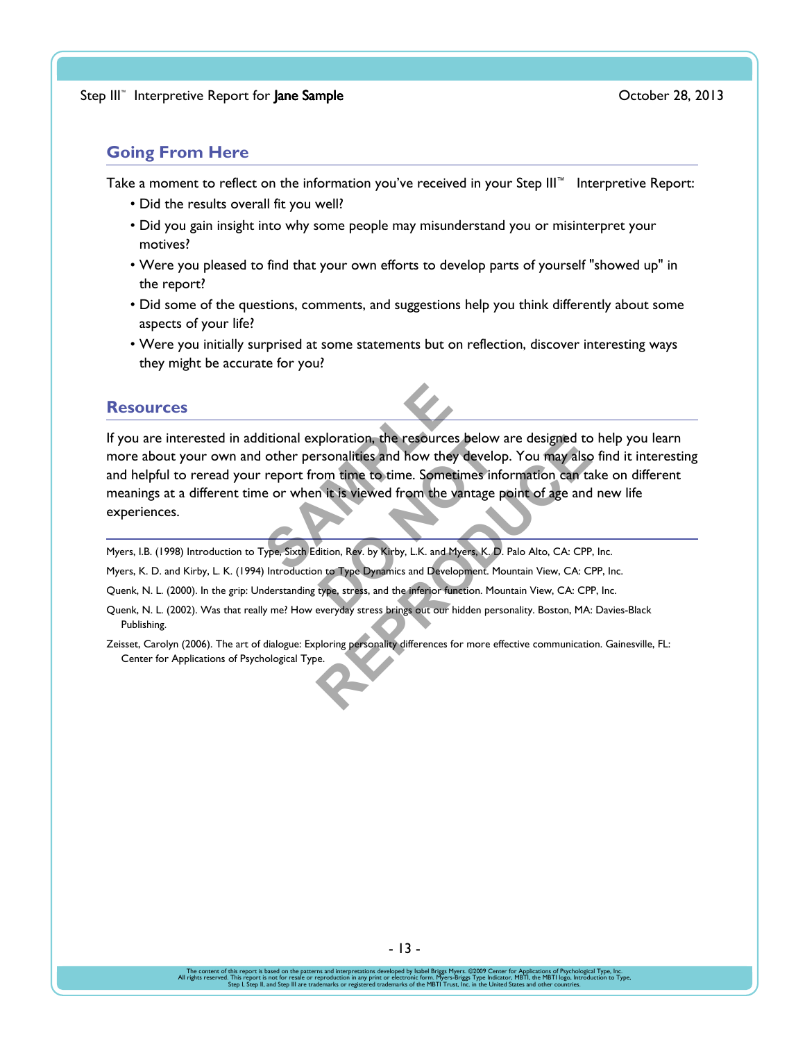## Going From Here

Take a moment to reflect on the information you've received in your Step III™ Interpretive Report:

- Did the results overall fit you well?
- Did you gain insight into why some people may misunderstand you or misinterpret your motives?
- Were you pleased to find that your own efforts to develop parts of yourself "showed up" in the report?
- Did some of the questions, comments, and suggestions help you think differently about some aspects of your life?
- Were you initially surprised at some statements but on reflection, discover interesting ways they might be accurate for you?

## Resources

If you are interested in additional exploration, the resources below are designed to help you learn more about your own and other personalities and how they develop. You may also find it interesting and helpful to reread your report from time to time. Sometimes information can take on different meanings at a different time or when it is viewed from the vantage point of age and new life experiences.

Myers, I.B. (1998) Introduction to Type, Sixth Edition, Rev. by Kirby, L.K. and Myers, K. D. Palo Alto, CA: CPP, Inc.

Myers, K. D. and Kirby, L. K. (1994) Introduction to Type Dynamics and Development. Mountain View, CA: CPP, Inc.

Quenk, N. L. (2000). In the grip: Understanding type, stress, and the inferior function. Mountain View, CA: CPP, Inc.

Quenk, N. L. (2002). Was that really me? How everyday stress brings out our hidden personality. Boston, MA: Davies-Black Publishing.

Zeisset, Carolyn (2006). The art of dialogue: Exploring personality differences for more effective communication. Gainesville, FL: Center for Applications of Psychological Type.

The content of this report is based on the patterns and interpretations developed by Isabel Briggs Myers. ©2009 Center for Applications of Psychological Type, Inc. All rights reserved. This report is not for resale or reproduction in any print or electronic form. Myers-Briggs Type Indicator, MBTI, the MBTI logo, Introduction to Type, Step I, Step II, and Step III are trademarks or registered trademarks of the MBTI Trust, Inc. in the United States and other countries.